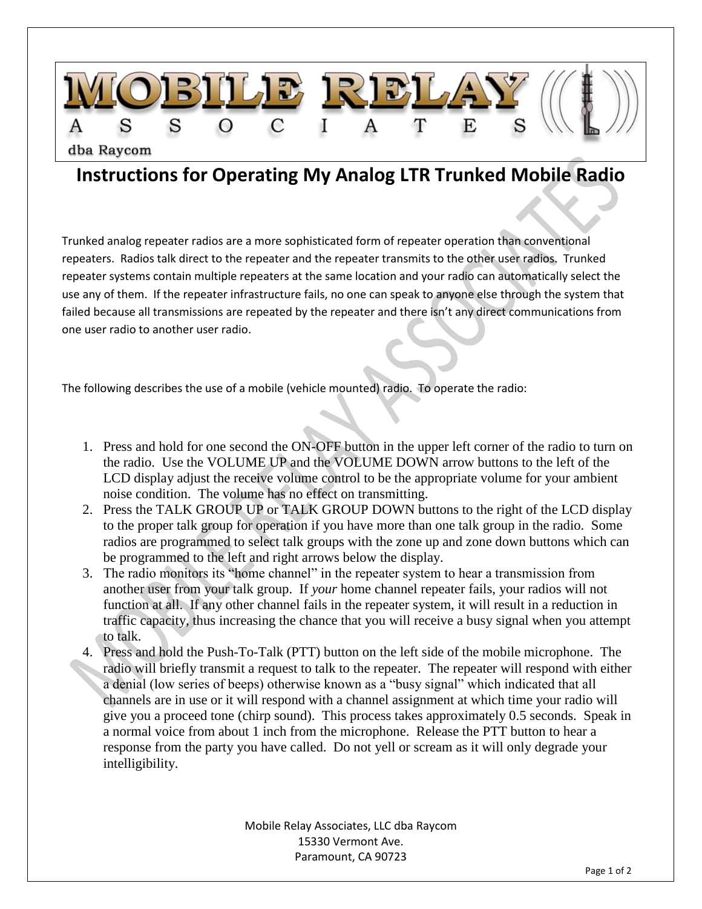MOBILE RELAY ASSOCIATES

dba Raycom

# Instructions for Operating My Analog LTR Trunked Mobile Radio

Trunked analog repeater radios are a more sophisticated form of repeater operation than conventional repeaters. Radios talk direct to the repeater and the repeater transmits to the other user radios. Trunked repeater systems contain multiple repeaters at the same location and your radio can automatically select the use any of them. If the repeater infrastructure fails, no one can speak to anyone else through the system that failed because all transmissions are repeated by the repeater and there isn't any direct communications from one user radio to another user radio.

The following describes the use of a mobile (vehicle mounted) radio. To operate the radio:

1. Press and hold for one second the ON-OFF button in the upper left corner of the radio to turn on the radio. Use the VOLUME UP and the VOLUME DOWN arrow buttons to the left of the LCD display adjust the receive volume control to be the appropriate volume for your ambient noise condition. The volume has no effect on transmitting.
2. Press the TALK GROUP UP or TALK GROUP DOWN buttons to the right of the LCD display to the proper talk group for operation if you have more than one talk group in the radio. Some radios are programmed to select talk groups with the zone up and zone down buttons which can be programmed to the left and right arrows below the display.
3. The radio monitors its "home channel" in the repeater system to hear a transmission from another user from your talk group. If *your* home channel repeater fails, your radios will not function at all. If any other channel fails in the repeater system, it will result in a reduction in traffic capacity, thus increasing the chance that you will receive a busy signal when you attempt to talk.
4. Press and hold the Push-To-Talk (PTT) button on the left side of the mobile microphone. The radio will briefly transmit a request to talk to the repeater. The repeater will respond with either a denial (low series of beeps) otherwise known as a "busy signal" which indicated that all channels are in use or it will respond with a channel assignment at which time your radio will give you a proceed tone (chirp sound). This process takes approximately 0.5 seconds. Speak in a normal voice from about 1 inch from the microphone. Release the PTT button to hear a response from the party you have called. Do not yell or scream as it will only degrade your intelligibility.

Mobile Relay Associates, LLC dba Raycom
15330 Vermont Ave.
Paramount, CA 90723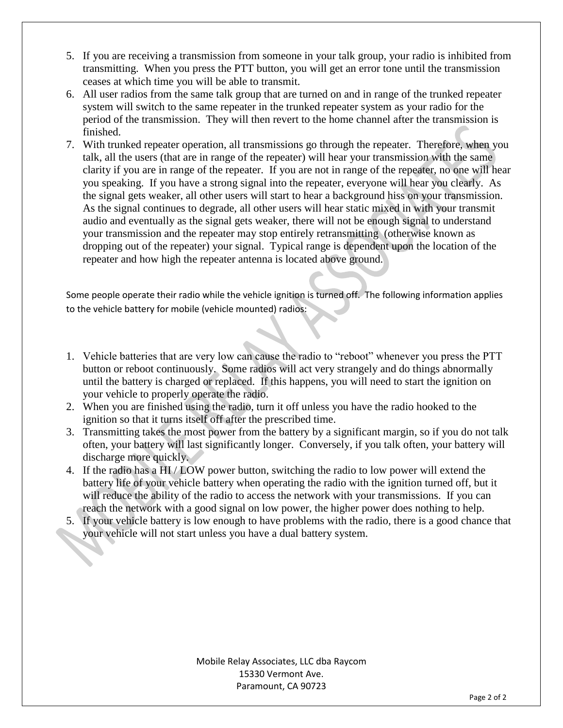5. If you are receiving a transmission from someone in your talk group, your radio is inhibited from transmitting. When you press the PTT button, you will get an error tone until the transmission ceases at which time you will be able to transmit.
6. All user radios from the same talk group that are turned on and in range of the trunked repeater system will switch to the same repeater in the trunked repeater system as your radio for the period of the transmission. They will then revert to the home channel after the transmission is finished.
7. With trunked repeater operation, all transmissions go through the repeater. Therefore, when you talk, all the users (that are in range of the repeater) will hear your transmission with the same clarity if you are in range of the repeater. If you are not in range of the repeater, no one will hear you speaking. If you have a strong signal into the repeater, everyone will hear you clearly. As the signal gets weaker, all other users will start to hear a background hiss on your transmission. As the signal continues to degrade, all other users will hear static mixed in with your transmit audio and eventually as the signal gets weaker, there will not be enough signal to understand your transmission and the repeater may stop entirely retransmitting (otherwise known as dropping out of the repeater) your signal. Typical range is dependent upon the location of the repeater and how high the repeater antenna is located above ground.

Some people operate their radio while the vehicle ignition is turned off. The following information applies to the vehicle battery for mobile (vehicle mounted) radios:

1. Vehicle batteries that are very low can cause the radio to "reboot" whenever you press the PTT button or reboot continuously. Some radios will act very strangely and do things abnormally until the battery is charged or replaced. If this happens, you will need to start the ignition on your vehicle to properly operate the radio.
2. When you are finished using the radio, turn it off unless you have the radio hooked to the ignition so that it turns itself off after the prescribed time.
3. Transmitting takes the most power from the battery by a significant margin, so if you do not talk often, your battery will last significantly longer. Conversely, if you talk often, your battery will discharge more quickly.
4. If the radio has a HI / LOW power button, switching the radio to low power will extend the battery life of your vehicle battery when operating the radio with the ignition turned off, but it will reduce the ability of the radio to access the network with your transmissions. If you can reach the network with a good signal on low power, the higher power does nothing to help.
5. If your vehicle battery is low enough to have problems with the radio, there is a good chance that your vehicle will not start unless you have a dual battery system.

Mobile Relay Associates, LLC dba Raycom
15330 Vermont Ave.
Paramount, CA 90723